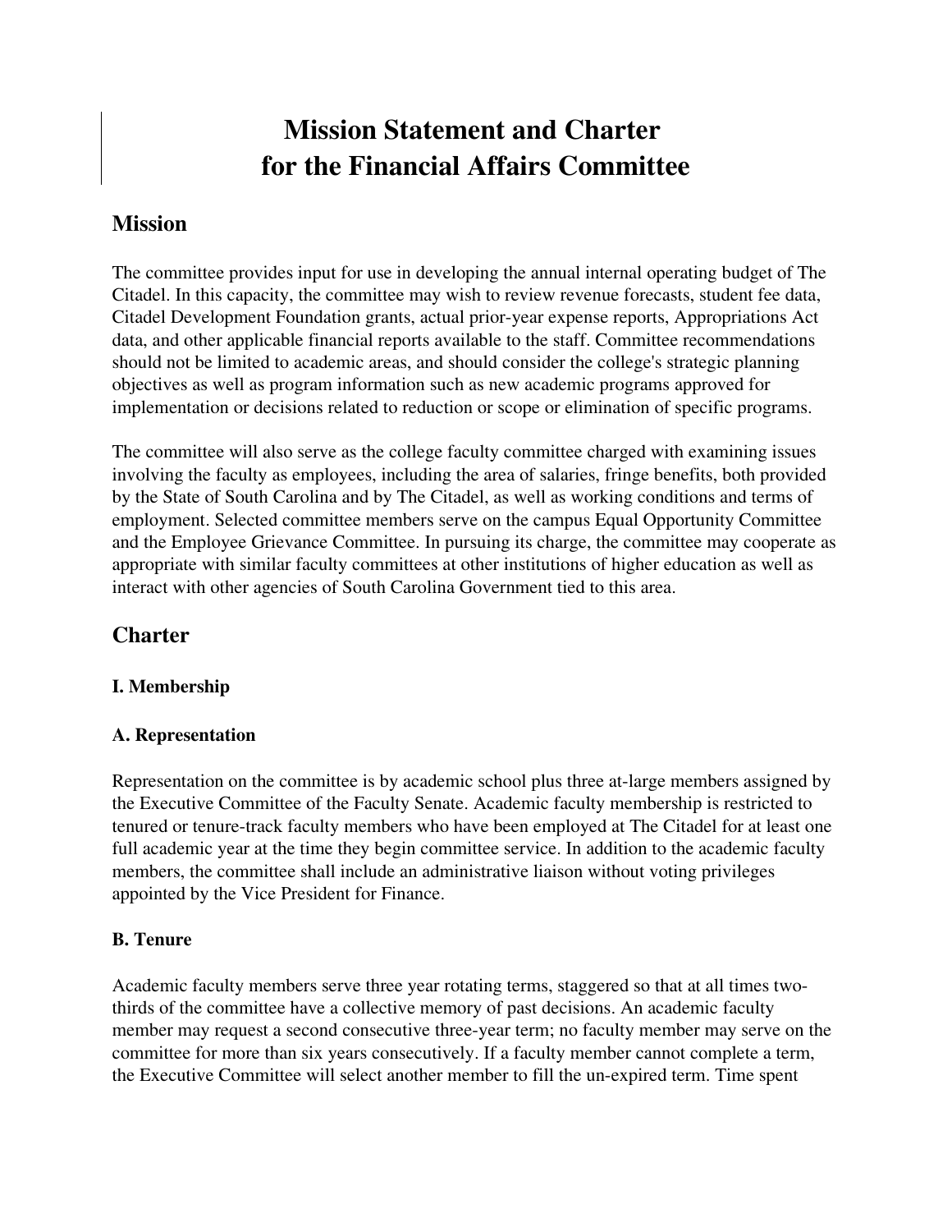# Mission Statement and Charter for the Financial Affairs Committee

## Mission

The committee provides input for use in developing the annual internal operating budget of The Citadel. In this capacity, the committee may wish to review revenue forecasts, student fee data, Citadel Development Foundation grants, actual prior-year expense reports, Appropriations Act data, and other applicable financial reports available to the staff. Committee recommendations should not be limited to academic areas, and should consider the college's strategic planning objectives as well as program information such as new academic programs approved for implementation or decisions related to reduction or scope or elimination of specific programs.

The committee will also serve as the college faculty committee charged with examining issues involving the faculty as employees, including the area of salaries, fringe benefits, both provided by the State of South Carolina and by The Citadel, as well as working conditions and terms of employment. Selected committee members serve on the campus Equal Opportunity Committee and the Employee Grievance Committee. In pursuing its charge, the committee may cooperate as appropriate with similar faculty committees at other institutions of higher education as well as interact with other agencies of South Carolina Government tied to this area.

## Charter

### I. Membership

### A. Representation

Representation on the committee is by academic school plus three at-large members assigned by the Executive Committee of the Faculty Senate. Academic faculty membership is restricted to tenured or tenure-track faculty members who have been employed at The Citadel for at least one full academic year at the time they begin committee service. In addition to the academic faculty members, the committee shall include an administrative liaison without voting privileges appointed by the Vice President for Finance.

### B. Tenure

Academic faculty members serve three year rotating terms, staggered so that at all times two-thirds of the committee have a collective memory of past decisions. An academic faculty member may request a second consecutive three-year term; no faculty member may serve on the committee for more than six years consecutively. If a faculty member cannot complete a term, the Executive Committee will select another member to fill the un-expired term. Time spent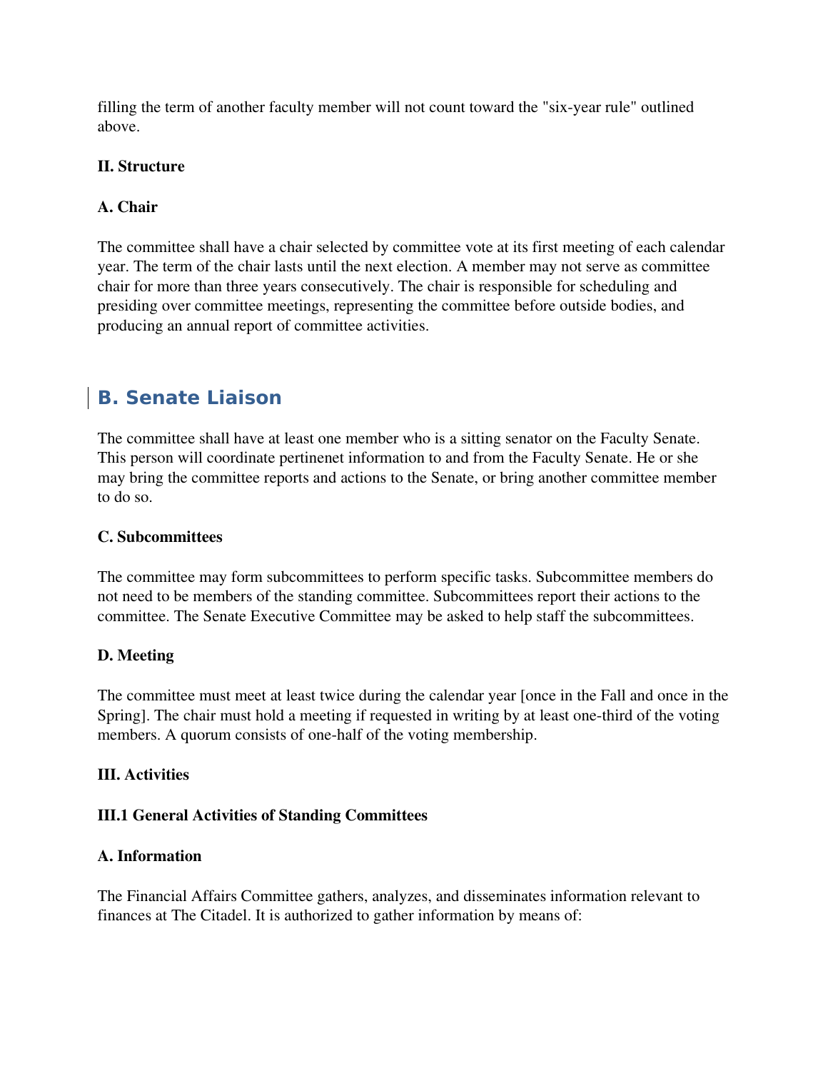filling the term of another faculty member will not count toward the "six-year rule" outlined above.

**II. Structure**

**A. Chair**

The committee shall have a chair selected by committee vote at its first meeting of each calendar year. The term of the chair lasts until the next election. A member may not serve as committee chair for more than three years consecutively. The chair is responsible for scheduling and presiding over committee meetings, representing the committee before outside bodies, and producing an annual report of committee activities.

## B. Senate Liaison

The committee shall have at least one member who is a sitting senator on the Faculty Senate. This person will coordinate pertinenet information to and from the Faculty Senate. He or she may bring the committee reports and actions to the Senate, or bring another committee member to do so.

**C. Subcommittees**

The committee may form subcommittees to perform specific tasks. Subcommittee members do not need to be members of the standing committee. Subcommittees report their actions to the committee. The Senate Executive Committee may be asked to help staff the subcommittees.

**D. Meeting**

The committee must meet at least twice during the calendar year [once in the Fall and once in the Spring]. The chair must hold a meeting if requested in writing by at least one-third of the voting members. A quorum consists of one-half of the voting membership.

**III. Activities**

**III.1 General Activities of Standing Committees**

**A. Information**

The Financial Affairs Committee gathers, analyzes, and disseminates information relevant to finances at The Citadel. It is authorized to gather information by means of: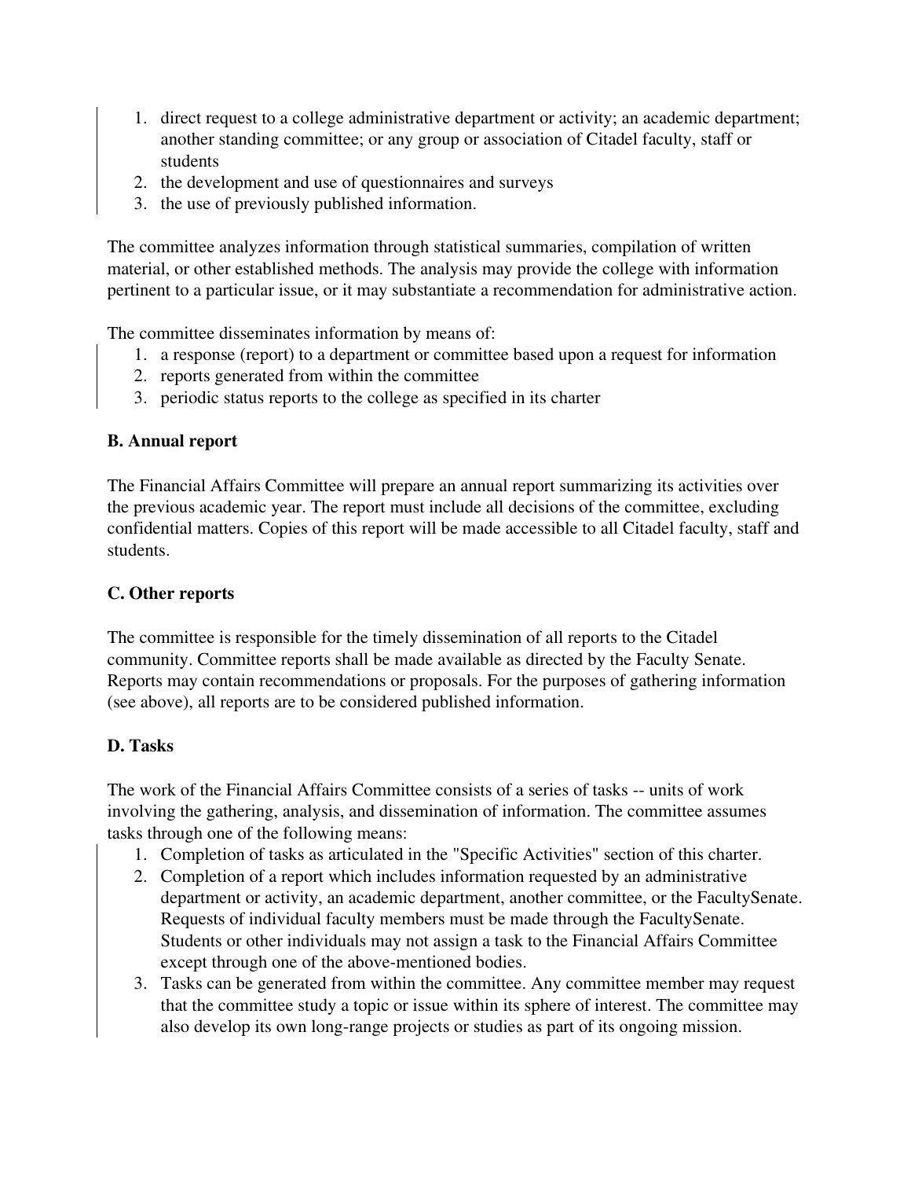1. direct request to a college administrative department or activity; an academic department; another standing committee; or any group or association of Citadel faculty, staff or students
2. the development and use of questionnaires and surveys
3. the use of previously published information.

The committee analyzes information through statistical summaries, compilation of written material, or other established methods. The analysis may provide the college with information pertinent to a particular issue, or it may substantiate a recommendation for administrative action.

The committee disseminates information by means of:

1. a response (report) to a department or committee based upon a request for information
2. reports generated from within the committee
3. periodic status reports to the college as specified in its charter

**B. Annual report**

The Financial Affairs Committee will prepare an annual report summarizing its activities over the previous academic year. The report must include all decisions of the committee, excluding confidential matters. Copies of this report will be made accessible to all Citadel faculty, staff and students.

**C. Other reports**

The committee is responsible for the timely dissemination of all reports to the Citadel community. Committee reports shall be made available as directed by the Faculty Senate. Reports may contain recommendations or proposals. For the purposes of gathering information (see above), all reports are to be considered published information.

**D. Tasks**

The work of the Financial Affairs Committee consists of a series of tasks -- units of work involving the gathering, analysis, and dissemination of information. The committee assumes tasks through one of the following means:

1. Completion of tasks as articulated in the "Specific Activities" section of this charter.
2. Completion of a report which includes information requested by an administrative department or activity, an academic department, another committee, or the FacultySenate. Requests of individual faculty members must be made through the FacultySenate. Students or other individuals may not assign a task to the Financial Affairs Committee except through one of the above-mentioned bodies.
3. Tasks can be generated from within the committee. Any committee member may request that the committee study a topic or issue within its sphere of interest. The committee may also develop its own long-range projects or studies as part of its ongoing mission.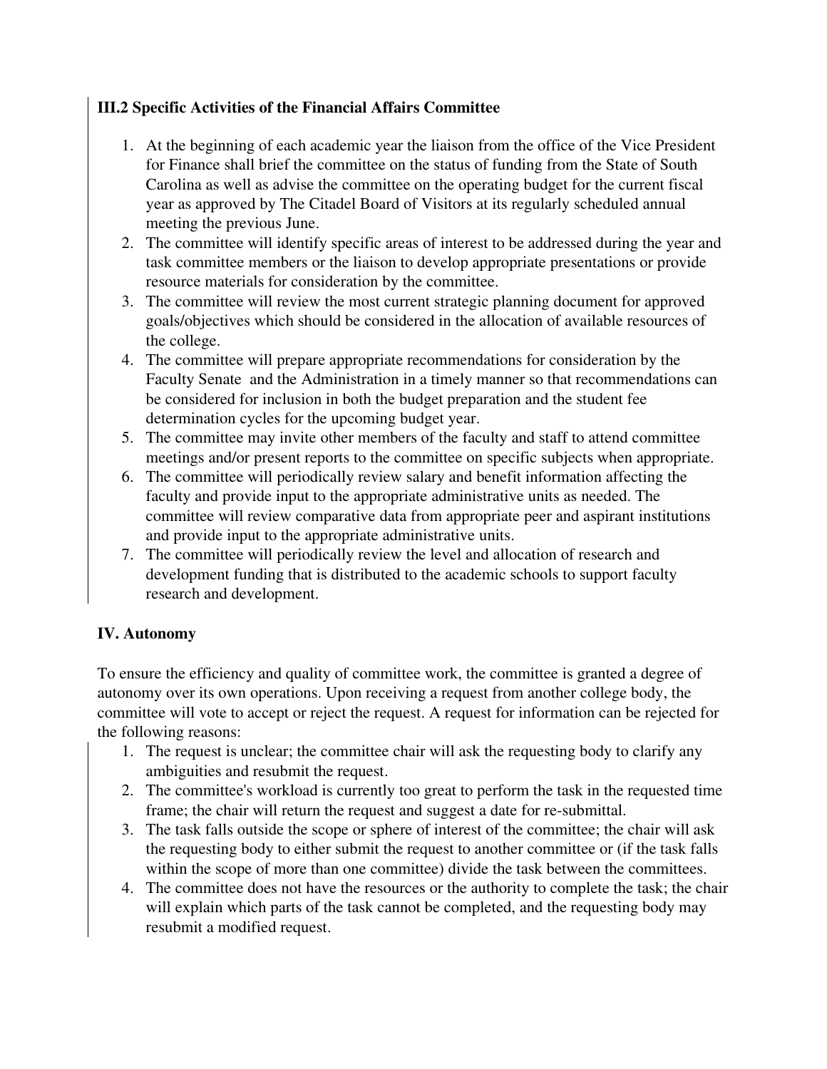### III.2 Specific Activities of the Financial Affairs Committee

1. At the beginning of each academic year the liaison from the office of the Vice President for Finance shall brief the committee on the status of funding from the State of South Carolina as well as advise the committee on the operating budget for the current fiscal year as approved by The Citadel Board of Visitors at its regularly scheduled annual meeting the previous June.
2. The committee will identify specific areas of interest to be addressed during the year and task committee members or the liaison to develop appropriate presentations or provide resource materials for consideration by the committee.
3. The committee will review the most current strategic planning document for approved goals/objectives which should be considered in the allocation of available resources of the college.
4. The committee will prepare appropriate recommendations for consideration by the Faculty Senate and the Administration in a timely manner so that recommendations can be considered for inclusion in both the budget preparation and the student fee determination cycles for the upcoming budget year.
5. The committee may invite other members of the faculty and staff to attend committee meetings and/or present reports to the committee on specific subjects when appropriate.
6. The committee will periodically review salary and benefit information affecting the faculty and provide input to the appropriate administrative units as needed. The committee will review comparative data from appropriate peer and aspirant institutions and provide input to the appropriate administrative units.
7. The committee will periodically review the level and allocation of research and development funding that is distributed to the academic schools to support faculty research and development.

### IV. Autonomy

To ensure the efficiency and quality of committee work, the committee is granted a degree of autonomy over its own operations. Upon receiving a request from another college body, the committee will vote to accept or reject the request. A request for information can be rejected for the following reasons:

1. The request is unclear; the committee chair will ask the requesting body to clarify any ambiguities and resubmit the request.
2. The committee's workload is currently too great to perform the task in the requested time frame; the chair will return the request and suggest a date for re-submittal.
3. The task falls outside the scope or sphere of interest of the committee; the chair will ask the requesting body to either submit the request to another committee or (if the task falls within the scope of more than one committee) divide the task between the committees.
4. The committee does not have the resources or the authority to complete the task; the chair will explain which parts of the task cannot be completed, and the requesting body may resubmit a modified request.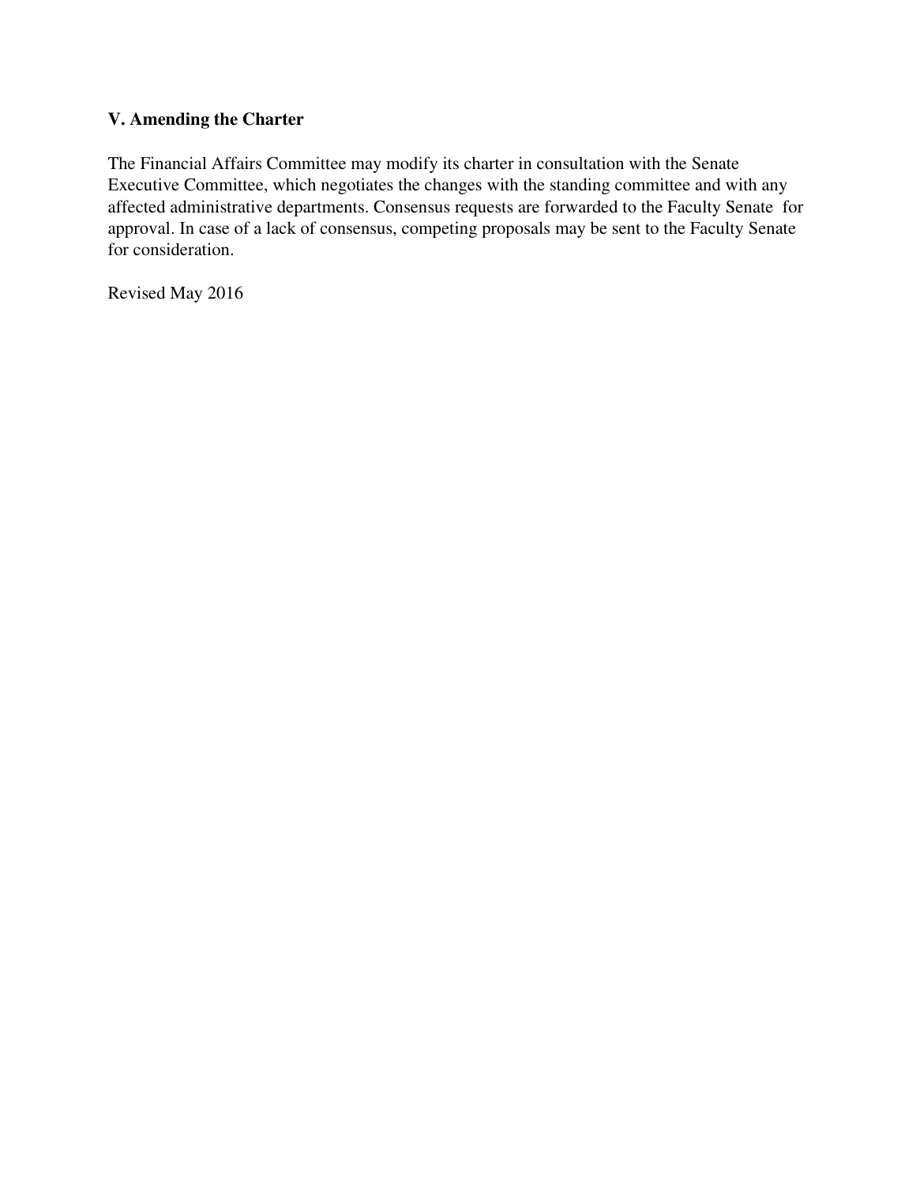## V. Amending the Charter

The Financial Affairs Committee may modify its charter in consultation with the Senate Executive Committee, which negotiates the changes with the standing committee and with any affected administrative departments. Consensus requests are forwarded to the Faculty Senate for approval. In case of a lack of consensus, competing proposals may be sent to the Faculty Senate for consideration.

Revised May 2016